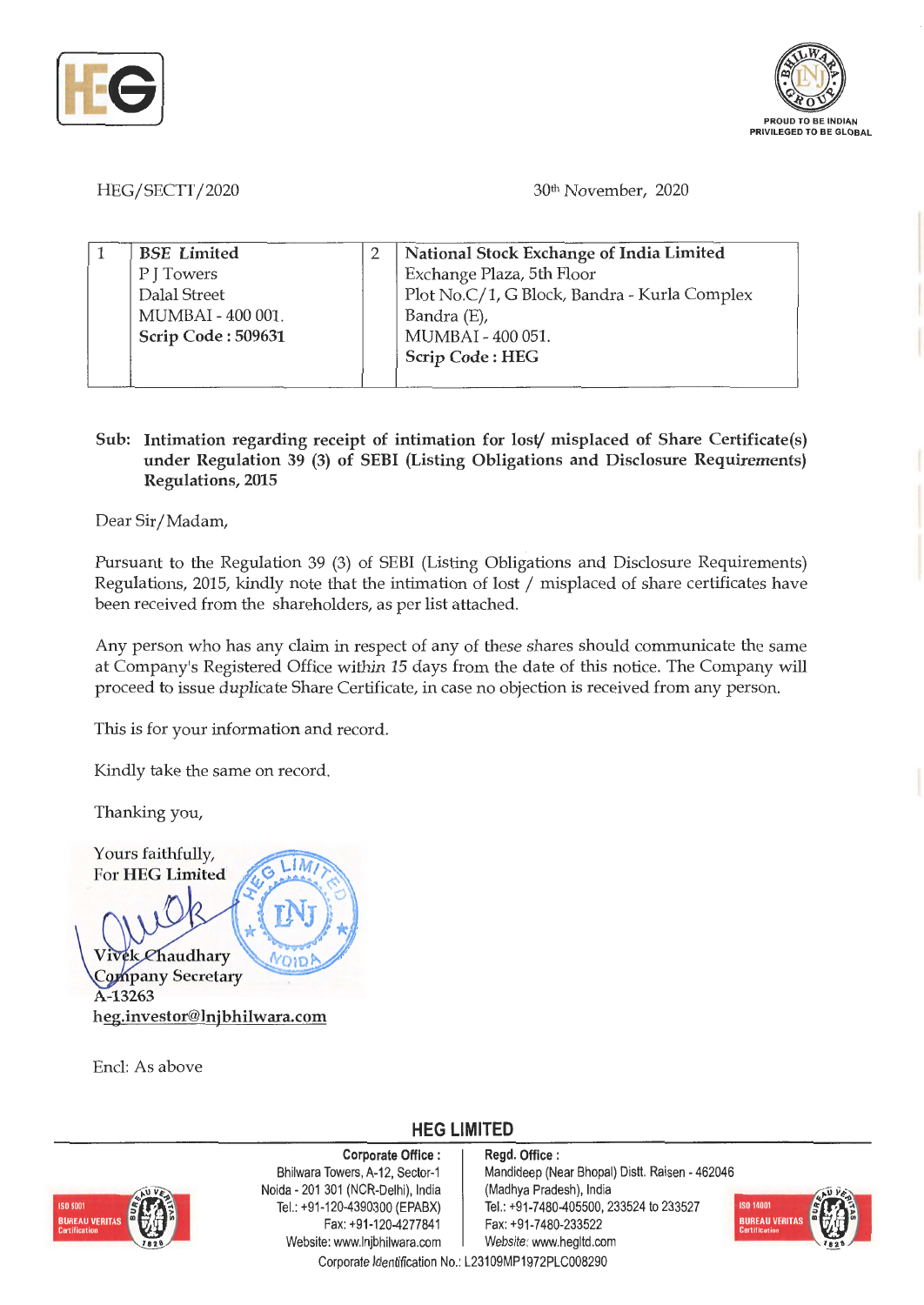HEG/SECTT/2020

30th November, 2020

| 1 | **BSE Limited**<br>P J Towers<br>Dalal Street<br>MUMBAI - 400 001.<br>**Scrip Code : 509631** | 2 | **National Stock Exchange of India Limited**<br>Exchange Plaza, 5th Floor<br>Plot No.C/1, G Block, Bandra - Kurla Complex<br>Bandra (E),<br>MUMBAI - 400 051.<br>**Scrip Code : HEG** |
|---|---|---|---|

**Sub: Intimation regarding receipt of intimation for lost/ misplaced of Share Certificate(s) under Regulation 39 (3) of SEBI (Listing Obligations and Disclosure Requirements) Regulations, 2015**

Dear Sir/Madam,

Pursuant to the Regulation 39 (3) of SEBI (Listing Obligations and Disclosure Requirements) Regulations, 2015, kindly note that the intimation of lost / misplaced of share certificates have been received from the shareholders, as per list attached.

Any person who has any claim in respect of any of these shares should communicate the same at Company's Registered Office within 15 days from the date of this notice. The Company will proceed to issue duplicate Share Certificate, in case no objection is received from any person.

This is for your information and record.

Kindly take the same on record.

Thanking you,

Yours faithfully,
For **HEG Limited**

Vivek Chaudhary
Company Secretary
A-13263
heg.investor@lnjbhilwara.com

Encl: As above

**HEG LIMITED**

**Corporate Office :**
Bhilwara Towers, A-12, Sector-1
Noida - 201 301 (NCR-Delhi), India
Tel.: +91-120-4390300 (EPABX)
Fax: +91-120-4277841
Website: www.lnjbhilwara.com

**Regd. Office :**
Mandideep (Near Bhopal) Distt. Raisen - 462046
(Madhya Pradesh), India
Tel.: +91-7480-405500, 233524 to 233527
Fax: +91-7480-233522
Website: www.hegltd.com

Corporate Identification No.: L23109MP1972PLC008290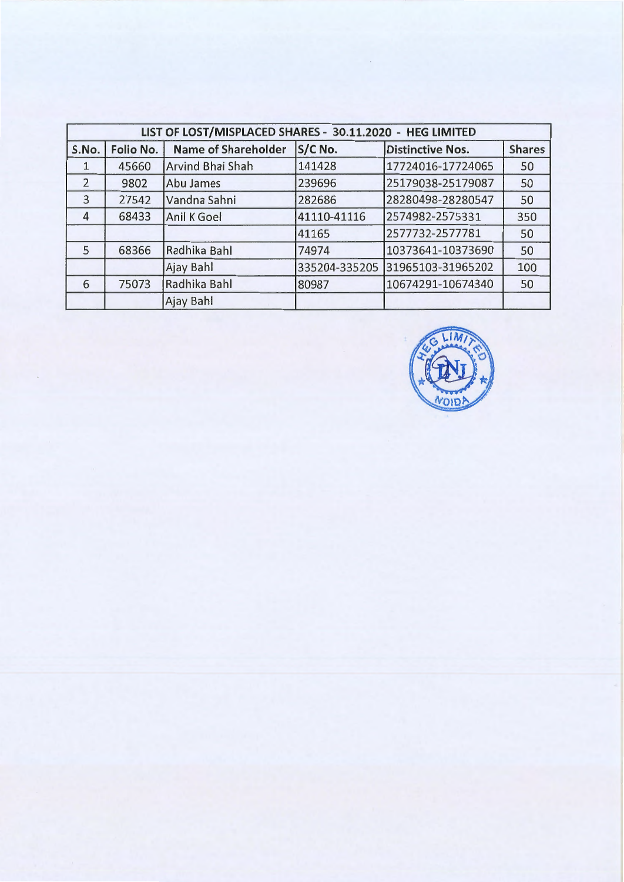| LIST OF LOST/MISPLACED SHARES - 30.11.2020 - HEG LIMITED | | | | | |
|---|---|---|---|---|---|
| S.No. | Folio No. | Name of Shareholder | S/C No. | Distinctive Nos. | Shares |
| 1 | 45660 | Arvind Bhai Shah | 141428 | 17724016-17724065 | 50 |
| 2 | 9802 | Abu James | 239696 | 25179038-25179087 | 50 |
| 3 | 27542 | Vandna Sahni | 282686 | 28280498-28280547 | 50 |
| 4 | 68433 | Anil K Goel | 41110-41116 | 2574982-2575331 | 350 |
| | | | 41165 | 2577732-2577781 | 50 |
| 5 | 68366 | Radhika Bahl | 74974 | 10373641-10373690 | 50 |
| | | Ajay Bahl | 335204-335205 | 31965103-31965202 | 100 |
| 6 | 75073 | Radhika Bahl | 80987 | 10674291-10674340 | 50 |
| | | Ajay Bahl | | | |